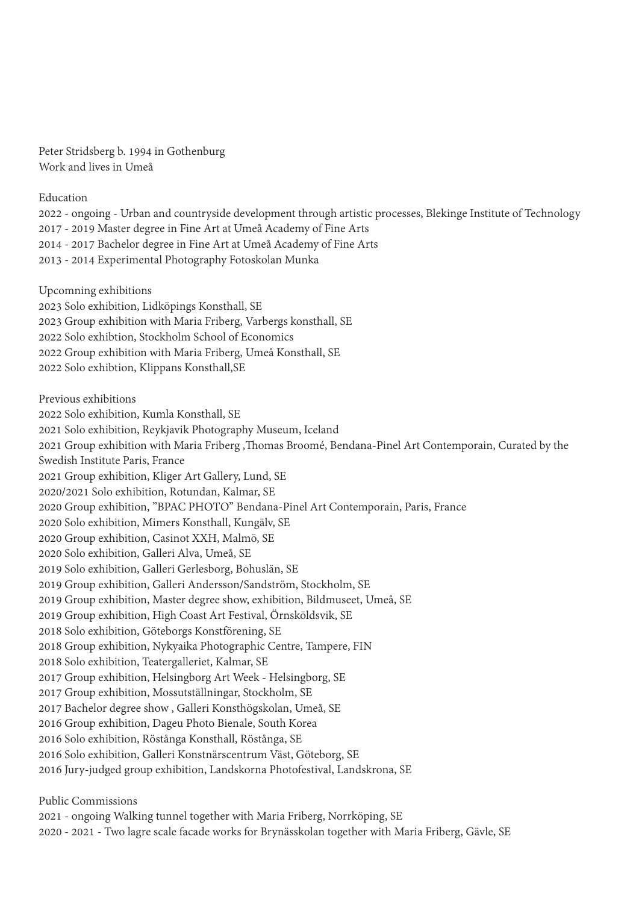Peter Stridsberg b. 1994 in Gothenburg
Work and lives in Umeå

Education

2022 - ongoing - Urban and countryside development through artistic processes, Blekinge Institute of Technology
2017 - 2019 Master degree in Fine Art at Umeå Academy of Fine Arts
2014 - 2017 Bachelor degree in Fine Art at Umeå Academy of Fine Arts
2013 - 2014 Experimental Photography Fotoskolan Munka

Upcomning exhibitions

2023 Solo exhibition, Lidköpings Konsthall, SE
2023 Group exhibition with Maria Friberg, Varbergs konsthall, SE
2022 Solo exhibtion, Stockholm School of Economics
2022 Group exhibition with Maria Friberg, Umeå Konsthall, SE
2022 Solo exhibtion, Klippans Konsthall,SE

Previous exhibitions

2022 Solo exhibition, Kumla Konsthall, SE
2021 Solo exhibition, Reykjavik Photography Museum, Iceland
2021 Group exhibition with Maria Friberg ,Thomas Broomé, Bendana-Pinel Art Contemporain, Curated by the Swedish Institute Paris, France
2021 Group exhibition, Kliger Art Gallery, Lund, SE
2020/2021 Solo exhibition, Rotundan, Kalmar, SE
2020 Group exhibition, ”BPAC PHOTO” Bendana-Pinel Art Contemporain, Paris, France
2020 Solo exhibition, Mimers Konsthall, Kungälv, SE
2020 Group exhibition, Casinot XXH, Malmö, SE
2020 Solo exhibition, Galleri Alva, Umeå, SE
2019 Solo exhibition, Galleri Gerlesborg, Bohuslän, SE
2019 Group exhibition, Galleri Andersson/Sandström, Stockholm, SE
2019 Group exhibition, Master degree show, exhibition, Bildmuseet, Umeå, SE
2019 Group exhibition, High Coast Art Festival, Örnsköldsvik, SE
2018 Solo exhibition, Göteborgs Konstförening, SE
2018 Group exhibition, Nykyaika Photographic Centre, Tampere, FIN
2018 Solo exhibition, Teatergalleriet, Kalmar, SE
2017 Group exhibition, Helsingborg Art Week - Helsingborg, SE
2017 Group exhibition, Mossutställningar, Stockholm, SE
2017 Bachelor degree show , Galleri Konsthögskolan, Umeå, SE
2016 Group exhibition, Dageu Photo Bienale, South Korea
2016 Solo exhibition, Röstånga Konsthall, Röstånga, SE
2016 Solo exhibition, Galleri Konstnärscentrum Väst, Göteborg, SE
2016 Jury-judged group exhibition, Landskorna Photofestival, Landskrona, SE

Public Commissions

2021 - ongoing Walking tunnel together with Maria Friberg, Norrköping, SE
2020 - 2021 - Two lagre scale facade works for Brynässkolan together with Maria Friberg, Gävle, SE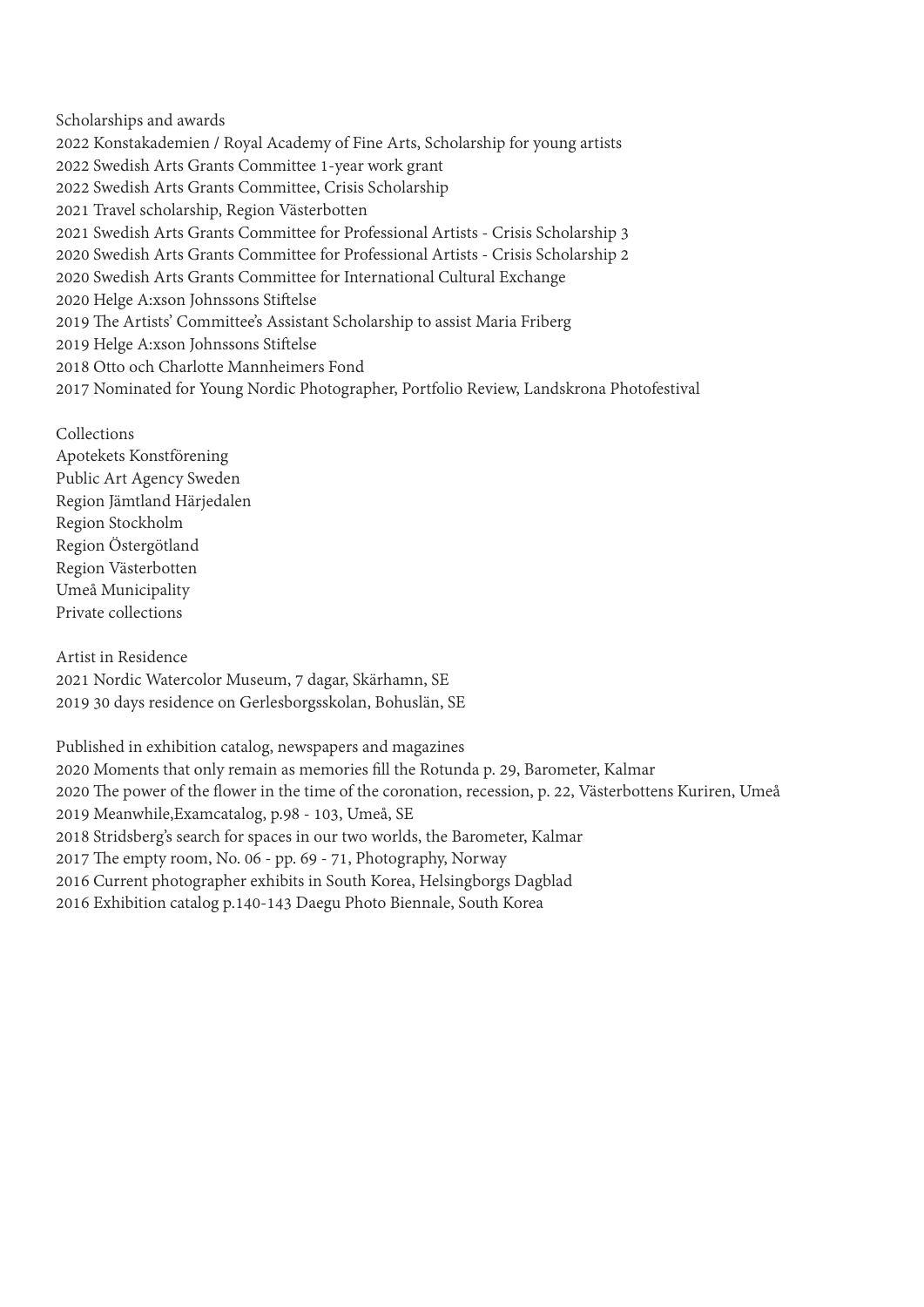Scholarships and awards

2022 Konstakademien / Royal Academy of Fine Arts, Scholarship for young artists
2022 Swedish Arts Grants Committee 1-year work grant
2022 Swedish Arts Grants Committee, Crisis Scholarship
2021 Travel scholarship, Region Västerbotten
2021 Swedish Arts Grants Committee for Professional Artists - Crisis Scholarship 3
2020 Swedish Arts Grants Committee for Professional Artists - Crisis Scholarship 2
2020 Swedish Arts Grants Committee for International Cultural Exchange
2020 Helge A:xson Johnssons Stiftelse
2019 The Artists' Committee's Assistant Scholarship to assist Maria Friberg
2019 Helge A:xson Johnssons Stiftelse
2018 Otto och Charlotte Mannheimers Fond
2017 Nominated for Young Nordic Photographer, Portfolio Review, Landskrona Photofestival

Collections

Apotekets Konstförening
Public Art Agency Sweden
Region Jämtland Härjedalen
Region Stockholm
Region Östergötland
Region Västerbotten
Umeå Municipality
Private collections

Artist in Residence

2021 Nordic Watercolor Museum, 7 dagar, Skärhamn, SE
2019 30 days residence on Gerlesborgsskolan, Bohuslän, SE

Published in exhibition catalog, newspapers and magazines

2020 Moments that only remain as memories fill the Rotunda p. 29, Barometer, Kalmar
2020 The power of the flower in the time of the coronation, recession, p. 22, Västerbottens Kuriren, Umeå
2019 Meanwhile,Examcatalog, p.98 - 103, Umeå, SE
2018 Stridsberg's search for spaces in our two worlds, the Barometer, Kalmar
2017 The empty room, No. 06 - pp. 69 - 71, Photography, Norway
2016 Current photographer exhibits in South Korea, Helsingborgs Dagblad
2016 Exhibition catalog p.140-143 Daegu Photo Biennale, South Korea